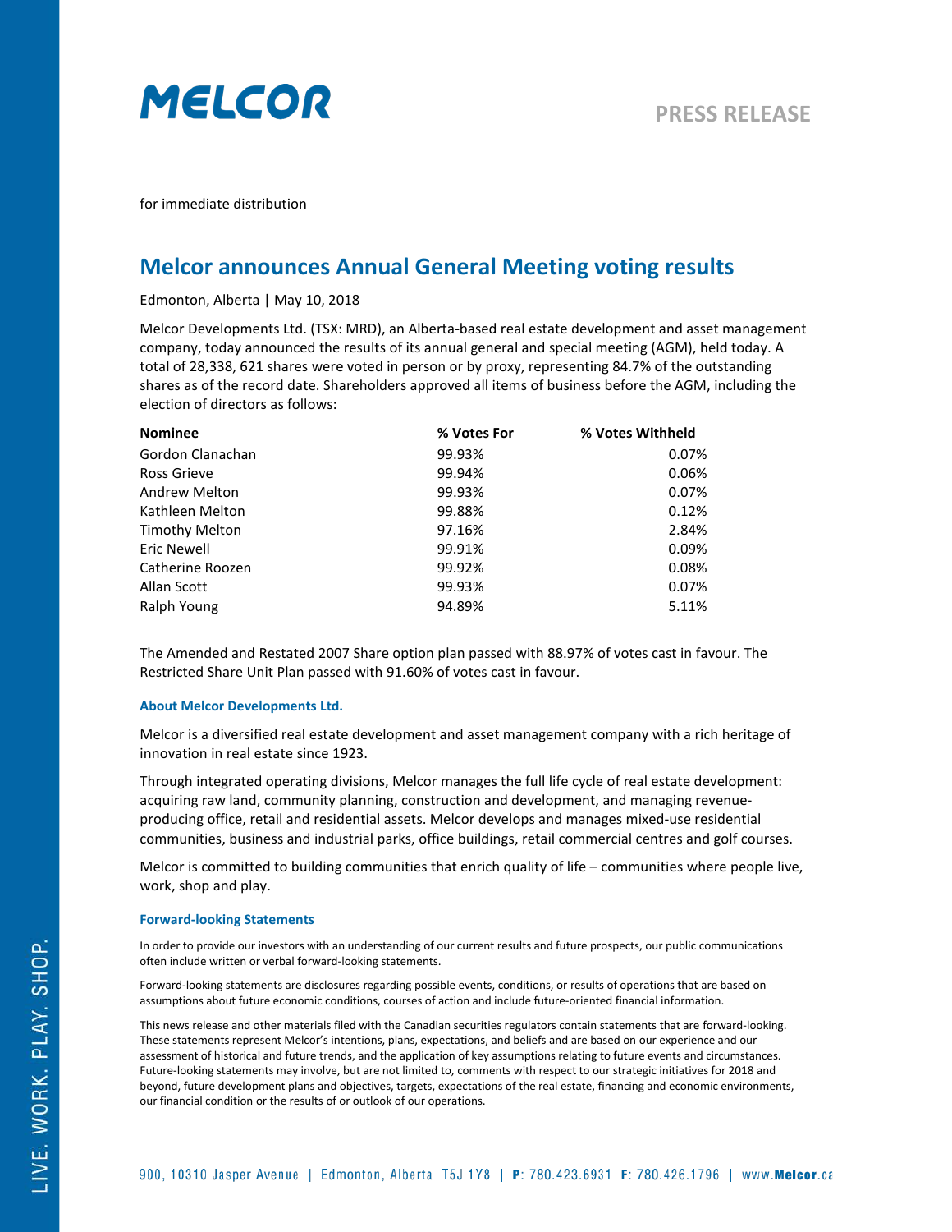MELCOR

PRESS RELEASE

for immediate distribution

# Melcor announces Annual General Meeting voting results

Edmonton, Alberta | May 10, 2018

Melcor Developments Ltd. (TSX: MRD), an Alberta-based real estate development and asset management company, today announced the results of its annual general and special meeting (AGM), held today. A total of 28,338, 621 shares were voted in person or by proxy, representing 84.7% of the outstanding shares as of the record date. Shareholders approved all items of business before the AGM, including the election of directors as follows:

| Nominee | % Votes For | % Votes Withheld |
|---|---|---|
| Gordon Clanachan | 99.93% | 0.07% |
| Ross Grieve | 99.94% | 0.06% |
| Andrew Melton | 99.93% | 0.07% |
| Kathleen Melton | 99.88% | 0.12% |
| Timothy Melton | 97.16% | 2.84% |
| Eric Newell | 99.91% | 0.09% |
| Catherine Roozen | 99.92% | 0.08% |
| Allan Scott | 99.93% | 0.07% |
| Ralph Young | 94.89% | 5.11% |

The Amended and Restated 2007 Share option plan passed with 88.97% of votes cast in favour. The Restricted Share Unit Plan passed with 91.60% of votes cast in favour.

### About Melcor Developments Ltd.

Melcor is a diversified real estate development and asset management company with a rich heritage of innovation in real estate since 1923.

Through integrated operating divisions, Melcor manages the full life cycle of real estate development: acquiring raw land, community planning, construction and development, and managing revenue-producing office, retail and residential assets. Melcor develops and manages mixed-use residential communities, business and industrial parks, office buildings, retail commercial centres and golf courses.

Melcor is committed to building communities that enrich quality of life – communities where people live, work, shop and play.

### Forward-looking Statements

In order to provide our investors with an understanding of our current results and future prospects, our public communications often include written or verbal forward-looking statements.

Forward-looking statements are disclosures regarding possible events, conditions, or results of operations that are based on assumptions about future economic conditions, courses of action and include future-oriented financial information.

This news release and other materials filed with the Canadian securities regulators contain statements that are forward-looking. These statements represent Melcor's intentions, plans, expectations, and beliefs and are based on our experience and our assessment of historical and future trends, and the application of key assumptions relating to future events and circumstances. Future-looking statements may involve, but are not limited to, comments with respect to our strategic initiatives for 2018 and beyond, future development plans and objectives, targets, expectations of the real estate, financing and economic environments, our financial condition or the results of or outlook of our operations.

LIVE. WORK. PLAY. SHOP.

900, 10310 Jasper Avenue | Edmonton, Alberta T5J 1Y8 | P: 780.423.6931 F: 780.426.1796 | www.Melcor.ca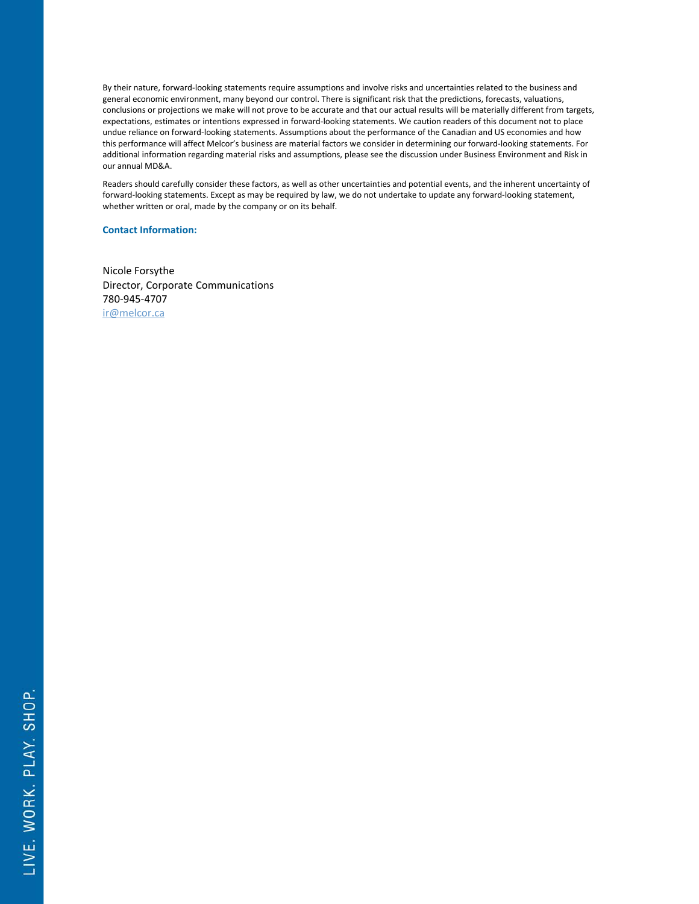By their nature, forward-looking statements require assumptions and involve risks and uncertainties related to the business and general economic environment, many beyond our control. There is significant risk that the predictions, forecasts, valuations, conclusions or projections we make will not prove to be accurate and that our actual results will be materially different from targets, expectations, estimates or intentions expressed in forward-looking statements. We caution readers of this document not to place undue reliance on forward-looking statements. Assumptions about the performance of the Canadian and US economies and how this performance will affect Melcor's business are material factors we consider in determining our forward-looking statements. For additional information regarding material risks and assumptions, please see the discussion under Business Environment and Risk in our annual MD&A.

Readers should carefully consider these factors, as well as other uncertainties and potential events, and the inherent uncertainty of forward-looking statements. Except as may be required by law, we do not undertake to update any forward-looking statement, whether written or oral, made by the company or on its behalf.

**Contact Information:**

Nicole Forsythe
Director, Corporate Communications
780-945-4707
ir@melcor.ca

LIVE. WORK. PLAY. SHOP.